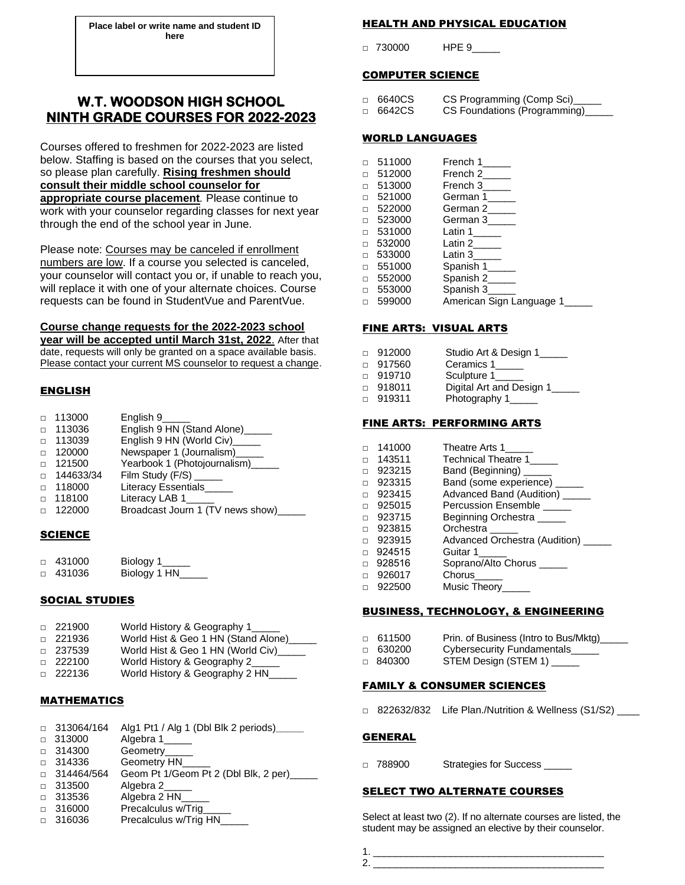**Place label or write name and student ID here**

# W.T. WOODSON HIGH SCHOOL
# NINTH GRADE COURSES FOR 2022-2023

Courses offered to freshmen for 2022-2023 are listed below. Staffing is based on the courses that you select, so please plan carefully. **Rising freshmen should consult their middle school counselor for appropriate course placement**. Please continue to work with your counselor regarding classes for next year through the end of the school year in June.

Please note: Courses may be canceled if enrollment numbers are low. If a course you selected is canceled, your counselor will contact you or, if unable to reach you, will replace it with one of your alternate choices. Course requests can be found in StudentVue and ParentVue.

**Course change requests for the 2022-2023 school year will be accepted until March 31st, 2022**. After that date, requests will only be granted on a space available basis. Please contact your current MS counselor to request a change.

## ENGLISH

- □ 113000 English 9_____
- □ 113036 English 9 HN (Stand Alone)_____
- □ 113039 English 9 HN (World Civ)_____
- □ 120000 Newspaper 1 (Journalism)_____
- □ 121500 Yearbook 1 (Photojournalism)_____
- □ 144633/34 Film Study (F/S) _____
- □ 118000 Literacy Essentials_____
- □ 118100 Literacy LAB 1_____
- □ 122000 Broadcast Journ 1 (TV news show)_____

## SCIENCE

- □ 431000 Biology 1_____
- □ 431036 Biology 1 HN_____

## SOCIAL STUDIES

- □ 221900 World History & Geography 1_____
- □ 221936 World Hist & Geo 1 HN (Stand Alone)_____
- □ 237539 World Hist & Geo 1 HN (World Civ)_____
- □ 222100 World History & Geography 2_____
- □ 222136 World History & Geography 2 HN_____

## MATHEMATICS

- □ 313064/164 Alg1 Pt1 / Alg 1 (Dbl Blk 2 periods)_____
- □ 313000 Algebra 1_____
- □ 314300 Geometry_____
- □ 314336 Geometry HN_____
- □ 314464/564 Geom Pt 1/Geom Pt 2 (Dbl Blk, 2 per)_____
- □ 313500 Algebra 2_____
- □ 313536 Algebra 2 HN_____
- □ 316000 Precalculus w/Trig_____
- □ 316036 Precalculus w/Trig HN_____

## HEALTH AND PHYSICAL EDUCATION

- □ 730000 HPE 9_____

## COMPUTER SCIENCE

- □ 6640CS CS Programming (Comp Sci)_____
- □ 6642CS CS Foundations (Programming)_____

## WORLD LANGUAGES

- □ 511000 French 1_____
- □ 512000 French 2_____
- □ 513000 French 3_____
- □ 521000 German 1_____
- □ 522000 German 2_____
- □ 523000 German 3_____
- □ 531000 Latin 1_____
- □ 532000 Latin 2_____
- □ 533000 Latin 3_____
- □ 551000 Spanish 1_____
- □ 552000 Spanish 2_____
- □ 553000 Spanish 3_____
- □ 599000 American Sign Language 1_____

## FINE ARTS: VISUAL ARTS

- □ 912000 Studio Art & Design 1_____
- □ 917560 Ceramics 1_____
- □ 919710 Sculpture 1_____
- □ 918011 Digital Art and Design 1_____
- □ 919311 Photography 1_____

## FINE ARTS: PERFORMING ARTS

- □ 141000 Theatre Arts 1_____
- □ 143511 Technical Theatre 1_____
- □ 923215 Band (Beginning) _____
- □ 923315 Band (some experience) _____
- □ 923415 Advanced Band (Audition) _____
- □ 925015 Percussion Ensemble _____
- □ 923715 Beginning Orchestra _____
- □ 923815 Orchestra _____
- □ 923915 Advanced Orchestra (Audition) _____
- □ 924515 Guitar 1_____
- □ 928516 Soprano/Alto Chorus _____
- □ 926017 Chorus_____
- □ 922500 Music Theory_____

## BUSINESS, TECHNOLOGY, & ENGINEERING

- □ 611500 Prin. of Business (Intro to Bus/Mktg)_____
- □ 630200 Cybersecurity Fundamentals_____
- □ 840300 STEM Design (STEM 1) _____

## FAMILY & CONSUMER SCIENCES

- □ 822632/832 Life Plan./Nutrition & Wellness (S1/S2) ____

## GENERAL

- □ 788900 Strategies for Success _____

## SELECT TWO ALTERNATE COURSES

Select at least two (2). If no alternate courses are listed, the student may be assigned an elective by their counselor.

1. ________________________________________
2. ________________________________________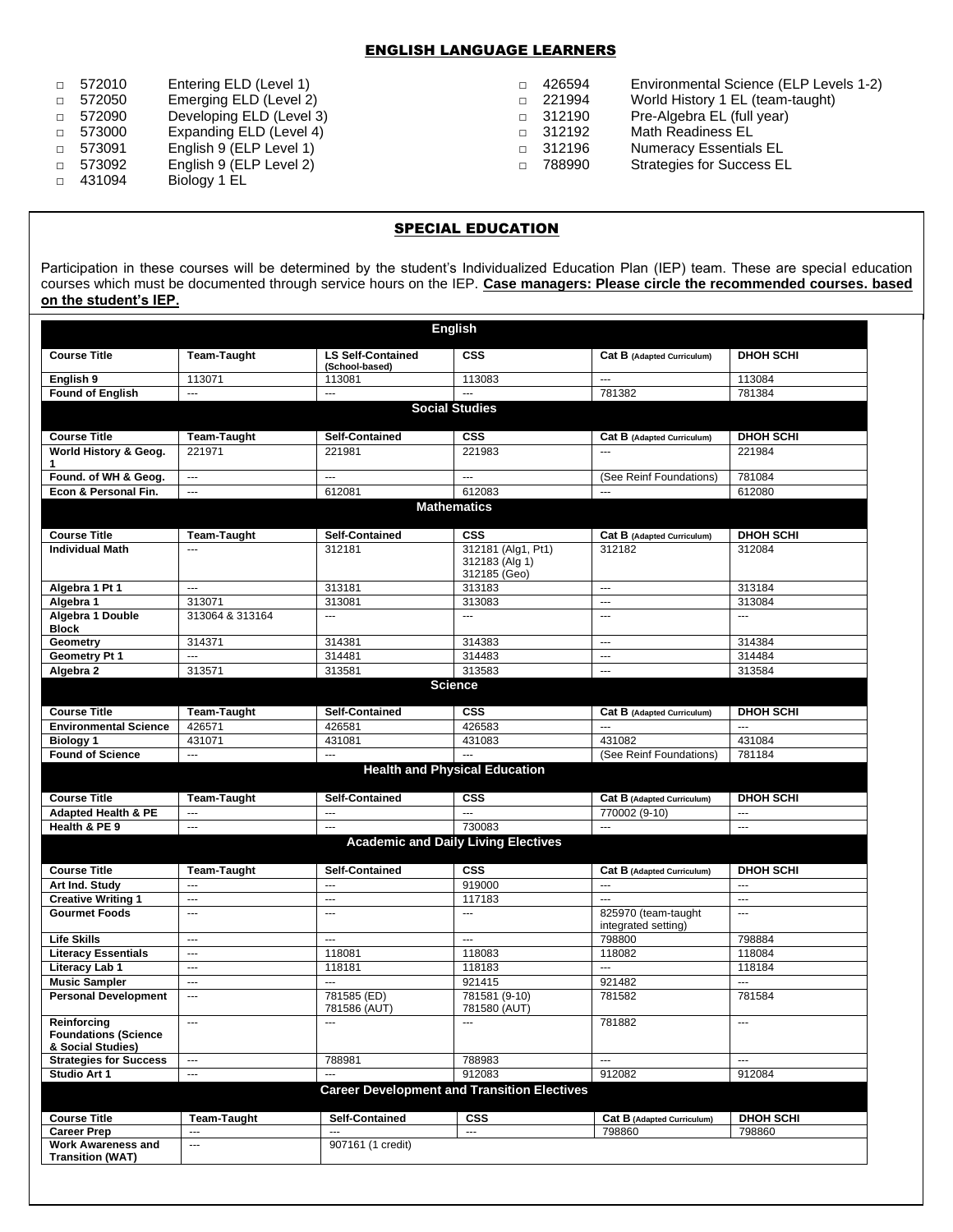## ENGLISH LANGUAGE LEARNERS

- □ 572010 Entering ELD (Level 1)
- □ 572050 Emerging ELD (Level 2)
- □ 572090 Developing ELD (Level 3)
- □ 573000 Expanding ELD (Level 4)
- □ 573091 English 9 (ELP Level 1)
- □ 573092 English 9 (ELP Level 2)
- □ 431094 Biology 1 EL
- □ 426594 Environmental Science (ELP Levels 1-2)
- □ 221994 World History 1 EL (team-taught)
- □ 312190 Pre-Algebra EL (full year)
- □ 312192 Math Readiness EL
- □ 312196 Numeracy Essentials EL
- □ 788990 Strategies for Success EL

## SPECIAL EDUCATION

Participation in these courses will be determined by the student's Individualized Education Plan (IEP) team. These are special education courses which must be documented through service hours on the IEP. **Case managers: Please circle the recommended courses. based on the student's IEP.**

| **English** | | | | | |
|---|---|---|---|---|---|
| **Course Title** | **Team-Taught** | **LS Self-Contained (School-based)** | **CSS** | **Cat B (Adapted Curriculum)** | **DHOH SCHI** |
| **English 9** | 113071 | 113081 | 113083 | --- | 113084 |
| **Found of English** | --- | --- | --- | 781382 | 781384 |
| **Social Studies** | | | | | |
| **Course Title** | **Team-Taught** | **Self-Contained** | **CSS** | **Cat B (Adapted Curriculum)** | **DHOH SCHI** |
| **World History & Geog. 1** | 221971 | 221981 | 221983 | --- | 221984 |
| **Found. of WH & Geog.** | --- | --- | --- | (See Reinf Foundations) | 781084 |
| **Econ & Personal Fin.** | --- | 612081 | 612083 | --- | 612080 |
| **Mathematics** | | | | | |
| **Course Title** | **Team-Taught** | **Self-Contained** | **CSS** | **Cat B (Adapted Curriculum)** | **DHOH SCHI** |
| **Individual Math** | --- | 312181 | 312181 (Alg1, Pt1) 312183 (Alg 1) 312185 (Geo) | 312182 | 312084 |
| **Algebra 1 Pt 1** | --- | 313181 | 313183 | --- | 313184 |
| **Algebra 1** | 313071 | 313081 | 313083 | --- | 313084 |
| **Algebra 1 Double Block** | 313064 & 313164 | --- | --- | --- | --- |
| **Geometry** | 314371 | 314381 | 314383 | --- | 314384 |
| **Geometry Pt 1** | --- | 314481 | 314483 | --- | 314484 |
| **Algebra 2** | 313571 | 313581 | 313583 | --- | 313584 |
| **Science** | | | | | |
| **Course Title** | **Team-Taught** | **Self-Contained** | **CSS** | **Cat B (Adapted Curriculum)** | **DHOH SCHI** |
| **Environmental Science** | 426571 | 426581 | 426583 | --- | --- |
| **Biology 1** | 431071 | 431081 | 431083 | 431082 | 431084 |
| **Found of Science** | --- | --- | --- | (See Reinf Foundations) | 781184 |
| **Health and Physical Education** | | | | | |
| **Course Title** | **Team-Taught** | **Self-Contained** | **CSS** | **Cat B (Adapted Curriculum)** | **DHOH SCHI** |
| **Adapted Health & PE** | --- | --- | --- | 770002 (9-10) | --- |
| **Health & PE 9** | --- | --- | 730083 | --- | --- |
| **Academic and Daily Living Electives** | | | | | |
| **Course Title** | **Team-Taught** | **Self-Contained** | **CSS** | **Cat B (Adapted Curriculum)** | **DHOH SCHI** |
| **Art Ind. Study** | --- | --- | 919000 | --- | --- |
| **Creative Writing 1** | --- | --- | 117183 | --- | --- |
| **Gourmet Foods** | --- | --- | --- | 825970 (team-taught integrated setting) | --- |
| **Life Skills** | --- | --- | --- | 798800 | 798884 |
| **Literacy Essentials** | --- | 118081 | 118083 | 118082 | 118084 |
| **Literacy Lab 1** | --- | 118181 | 118183 | --- | 118184 |
| **Music Sampler** | --- | --- | 921415 | 921482 | --- |
| **Personal Development** | --- | 781585 (ED) 781586 (AUT) | 781581 (9-10) 781580 (AUT) | 781582 | 781584 |
| **Reinforcing Foundations (Science & Social Studies)** | --- | --- | --- | 781882 | --- |
| **Strategies for Success** | --- | 788981 | 788983 | --- | --- |
| **Studio Art 1** | --- | --- | 912083 | 912082 | 912084 |
| **Career Development and Transition Electives** | | | | | |
| **Course Title** | **Team-Taught** | **Self-Contained** | **CSS** | **Cat B (Adapted Curriculum)** | **DHOH SCHI** |
| **Career Prep** | --- | --- | --- | 798860 | 798860 |
| **Work Awareness and Transition (WAT)** | --- | 907161 (1 credit) | | | |